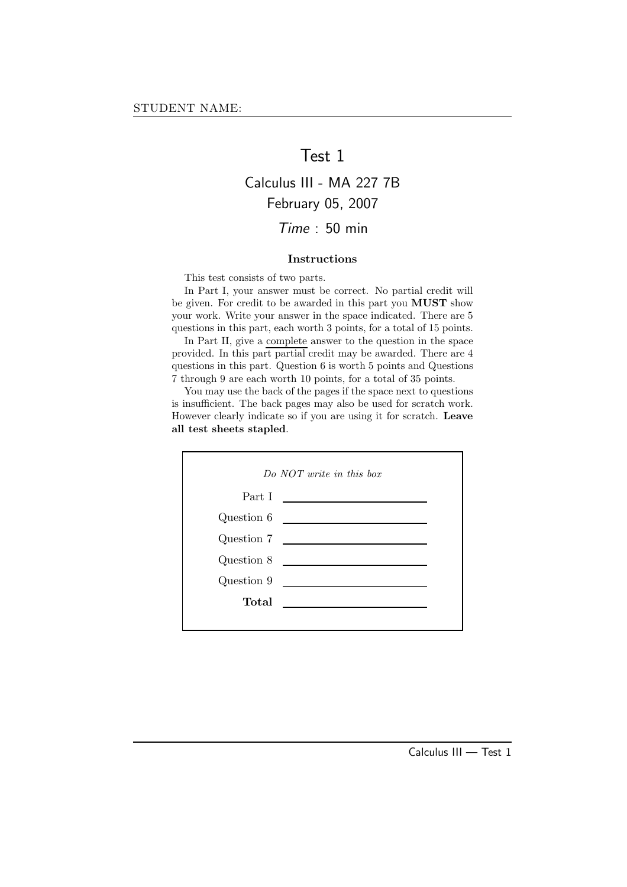STUDENT NAME:

# Test 1

## Calculus III - MA 227 7B

## February 05, 2007

## *Time* : 50 min

### Instructions

This test consists of two parts.

In Part I, your answer must be correct. No partial credit will be given. For credit to be awarded in this part you **MUST** show your work. Write your answer in the space indicated. There are 5 questions in this part, each worth 3 points, for a total of 15 points.

In Part II, give a complete answer to the question in the space provided. In this part partial credit may be awarded. There are 4 questions in this part. Question 6 is worth 5 points and Questions 7 through 9 are each worth 10 points, for a total of 35 points.

You may use the back of the pages if the space next to questions is insufficient. The back pages may also be used for scratch work. However clearly indicate so if you are using it for scratch. **Leave all test sheets stapled**.

*Do NOT write in this box*

| | |
|---|---|
| Part I | |
| Question 6 | |
| Question 7 | |
| Question 8 | |
| Question 9 | |
| **Total** | |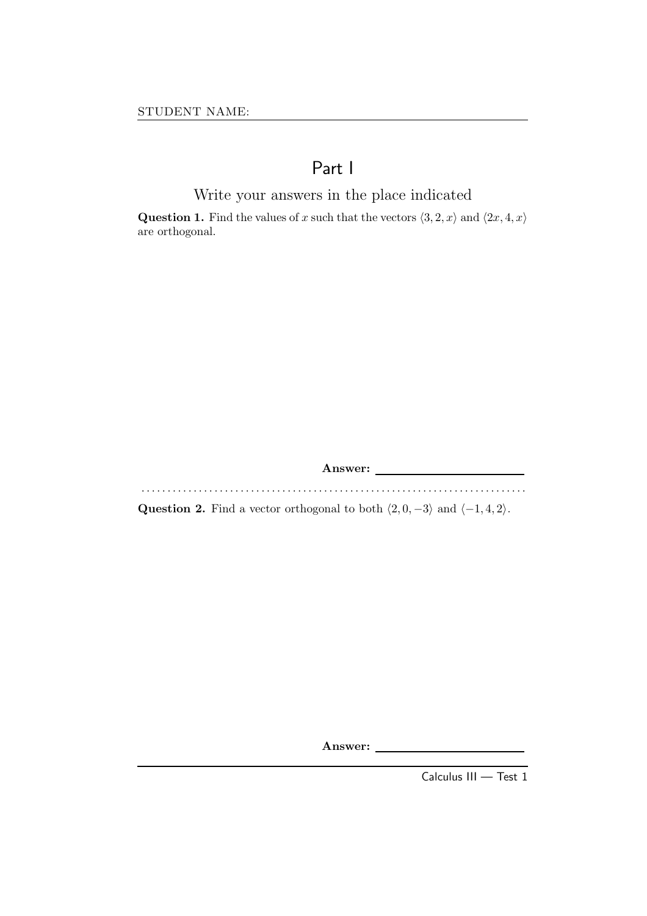STUDENT NAME: ____________________

# Part I

## Write your answers in the place indicated

**Question 1.** Find the values of $x$ such that the vectors $\langle 3, 2, x \rangle$ and $\langle 2x, 4, x \rangle$ are orthogonal.

**Answer:** ____________________

---

**Question 2.** Find a vector orthogonal to both $\langle 2, 0, -3 \rangle$ and $\langle -1, 4, 2 \rangle$.

**Answer:** ____________________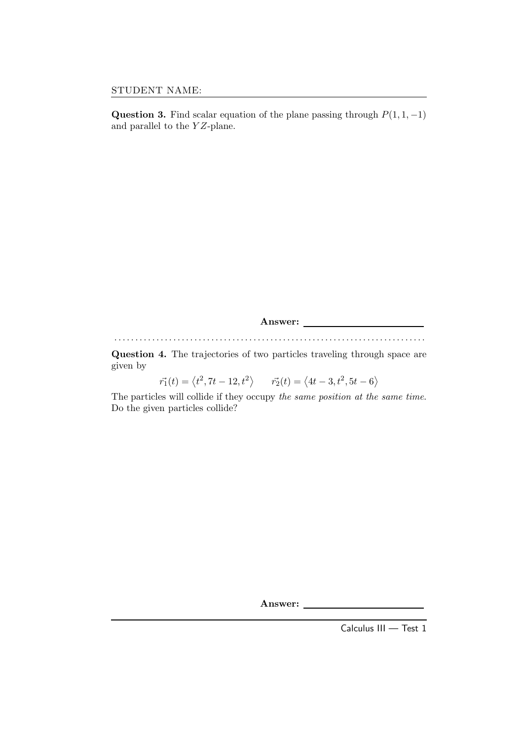STUDENT NAME:

**Question 3.** Find scalar equation of the plane passing through $P(1, 1, -1)$ and parallel to the $YZ$-plane.

**Answer:** ______________________

**Question 4.** The trajectories of two particles traveling through space are given by

$$\vec{r_1}(t) = \langle t^2, 7t - 12, t^2 \rangle \qquad \vec{r_2}(t) = \langle 4t - 3, t^2, 5t - 6 \rangle$$

The particles will collide if they occupy *the same position at the same time*. Do the given particles collide?

**Answer:** ______________________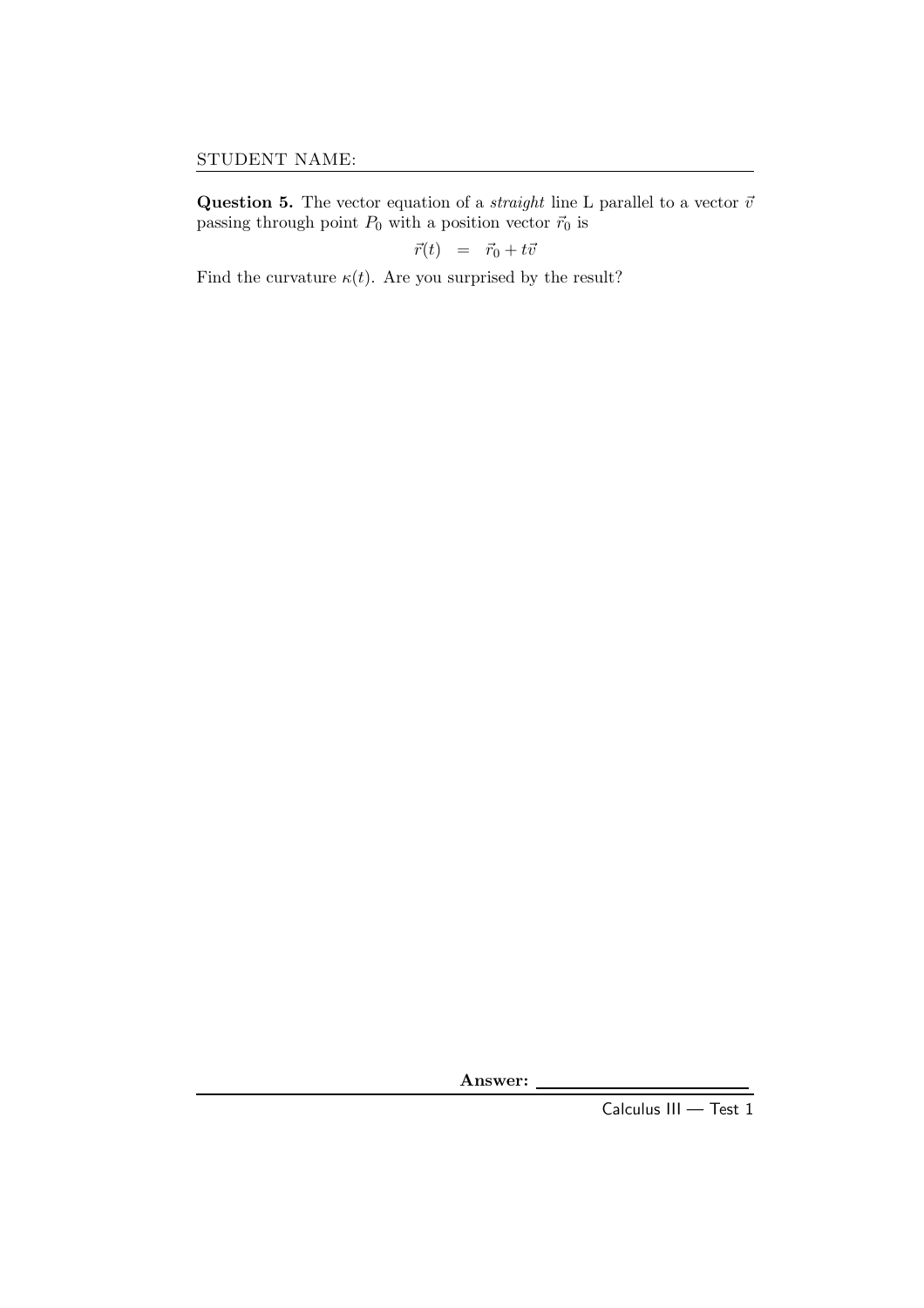STUDENT NAME:

**Question 5.** The vector equation of a *straight* line L parallel to a vector $\vec{v}$ passing through point $P_0$ with a position vector $\vec{r}_0$ is

$$\vec{r}(t) \quad = \quad \vec{r}_0 + t\vec{v}$$

Find the curvature $\kappa(t)$. Are you surprised by the result?

**Answer:** \_\_\_\_\_\_\_\_\_\_\_\_\_\_\_\_\_\_\_\_\_\_\_\_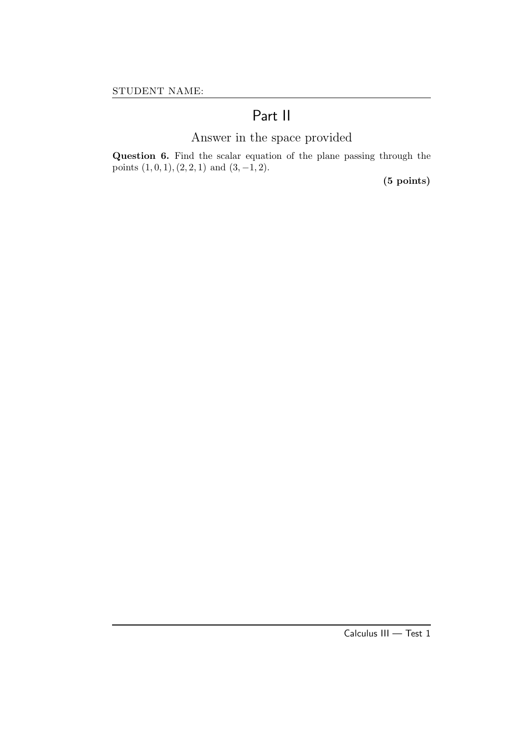STUDENT NAME:

# Part II

## Answer in the space provided

**Question 6.** Find the scalar equation of the plane passing through the points $(1, 0, 1), (2, 2, 1)$ and $(3, -1, 2)$.

**(5 points)**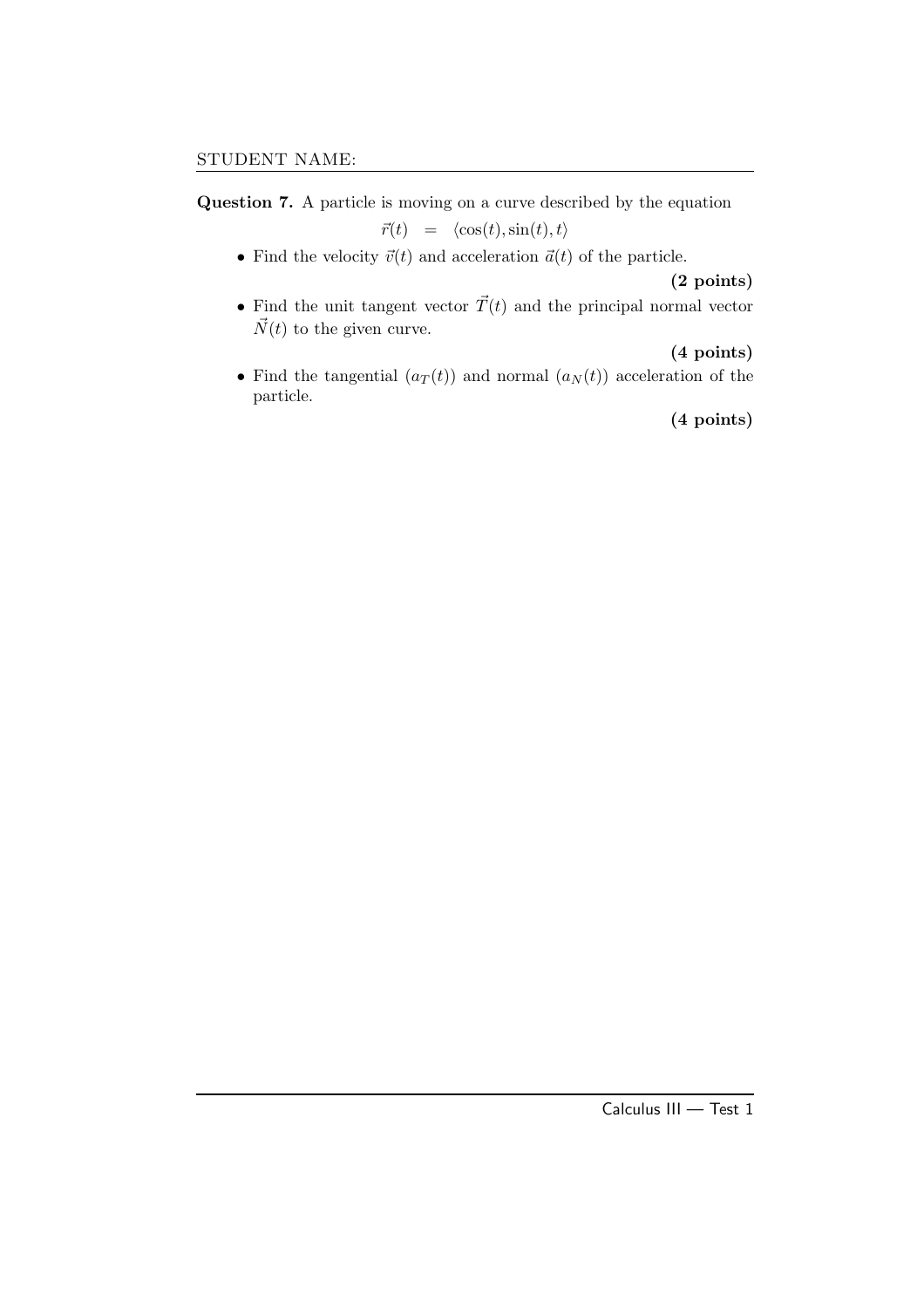STUDENT NAME:

**Question 7.** A particle is moving on a curve described by the equation

$$\vec{r}(t) \quad = \quad \langle \cos(t), \sin(t), t \rangle$$

- Find the velocity $\vec{v}(t)$ and acceleration $\vec{a}(t)$ of the particle.

  **(2 points)**

- Find the unit tangent vector $\vec{T}(t)$ and the principal normal vector $\vec{N}(t)$ to the given curve.

  **(4 points)**

- Find the tangential ($a_T(t)$) and normal ($a_N(t)$) acceleration of the particle.

  **(4 points)**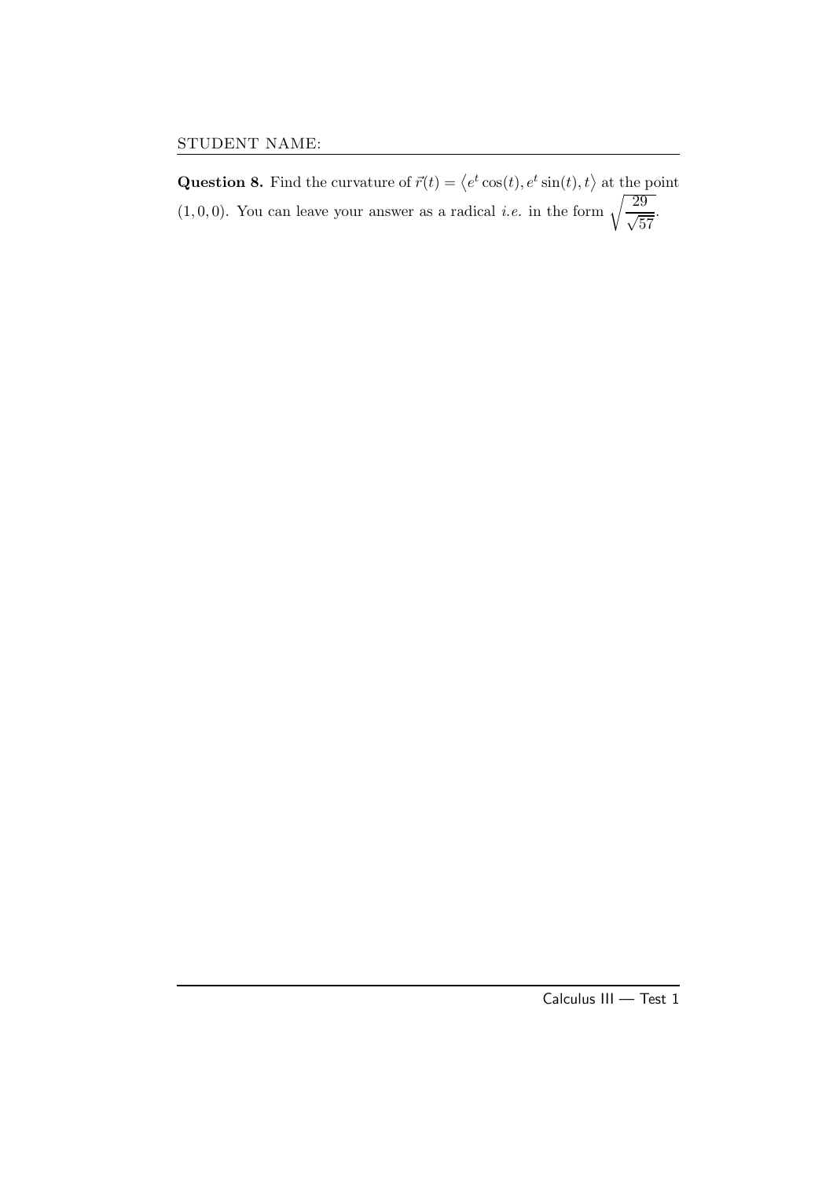STUDENT NAME:

**Question 8.** Find the curvature of $\vec{r}(t) = \langle e^t \cos(t), e^t \sin(t), t \rangle$ at the point $(1, 0, 0)$. You can leave your answer as a radical *i.e.* in the form $\sqrt{\frac{29}{\sqrt{57}}}$.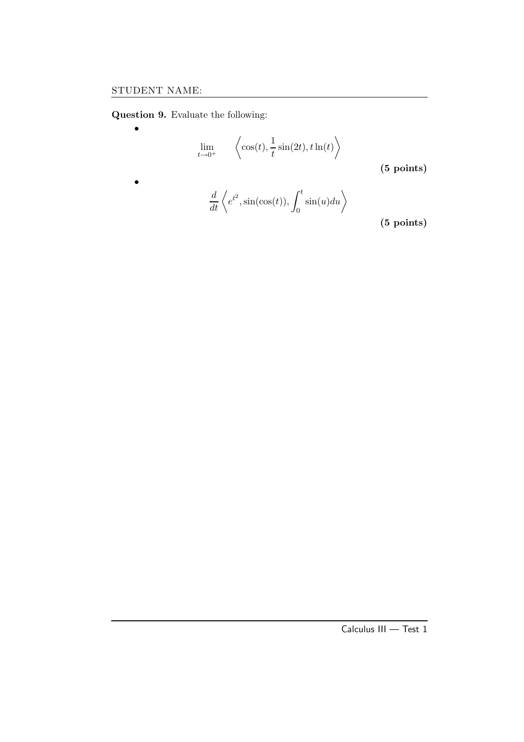STUDENT NAME:

**Question 9.** Evaluate the following:

- $$\lim_{t \to 0^+} \quad \left\langle \cos(t), \frac{1}{t}\sin(2t), t\ln(t) \right\rangle$$

  **(5 points)**

- $$\frac{d}{dt}\left\langle e^{t^2}, \sin(\cos(t)), \int_0^t \sin(u)du \right\rangle$$

  **(5 points)**